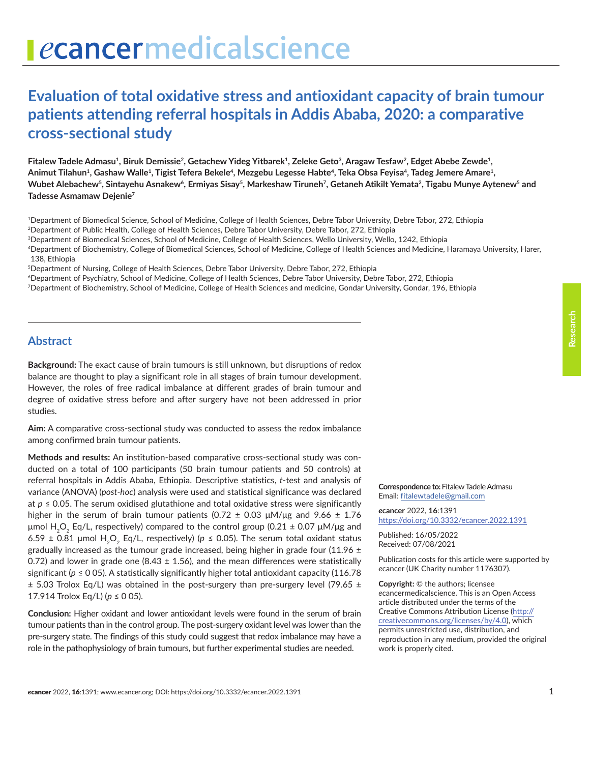# Evaluation of total oxidative stress and antioxidant capacity of brain tumour patients attending referral hospitals in Addis Ababa, 2020: a comparative cross-sectional study

**Fitalew Tadele Admasu[1], Biruk Demissie[2], Getachew Yideg Yitbarek[1], Zeleke Geto[3], Aragaw Tesfaw[2], Edget Abebe Zewde[1], Animut Tilahun[1], Gashaw Walle[1], Tigist Tefera Bekele[4], Mezgebu Legesse Habte[4], Teka Obsa Feyisa[4], Tadeg Jemere Amare[1], Wubet Alebachew[5], Sintayehu Asnakew[6], Ermiyas Sisay[5], Markeshaw Tiruneh[7], Getaneh Atikilt Yemata[2], Tigabu Munye Aytenew[5] and Tadesse Asmamaw Dejenie[7]**

[1]Department of Biomedical Science, School of Medicine, College of Health Sciences, Debre Tabor University, Debre Tabor, 272, Ethiopia
[2]Department of Public Health, College of Health Sciences, Debre Tabor University, Debre Tabor, 272, Ethiopia
[3]Department of Biomedical Sciences, School of Medicine, College of Health Sciences, Wello University, Wello, 1242, Ethiopia
[4]Department of Biochemistry, College of Biomedical Sciences, School of Medicine, College of Health Sciences and Medicine, Haramaya University, Harer, 138, Ethiopia
[5]Department of Nursing, College of Health Sciences, Debre Tabor University, Debre Tabor, 272, Ethiopia
[6]Department of Psychiatry, School of Medicine, College of Health Sciences, Debre Tabor University, Debre Tabor, 272, Ethiopia
[7]Department of Biochemistry, School of Medicine, College of Health Sciences and medicine, Gondar University, Gondar, 196, Ethiopia

## Abstract

**Background:** The exact cause of brain tumours is still unknown, but disruptions of redox balance are thought to play a significant role in all stages of brain tumour development. However, the roles of free radical imbalance at different grades of brain tumour and degree of oxidative stress before and after surgery have not been addressed in prior studies.

**Aim:** A comparative cross-sectional study was conducted to assess the redox imbalance among confirmed brain tumour patients.

**Methods and results:** An institution-based comparative cross-sectional study was conducted on a total of 100 participants (50 brain tumour patients and 50 controls) at referral hospitals in Addis Ababa, Ethiopia. Descriptive statistics, *t*-test and analysis of variance (ANOVA) (*post-hoc*) analysis were used and statistical significance was declared at $p \leq 0.05$. The serum oxidised glutathione and total oxidative stress were significantly higher in the serum of brain tumour patients (0.72 ± 0.03 µM/µg and 9.66 ± 1.76 µmol $H_2O_2$ Eq/L, respectively) compared to the control group (0.21 ± 0.07 µM/µg and 6.59 ± 0.81 µmol $H_2O_2$ Eq/L, respectively) ($p \leq 0.05$). The serum total oxidant status gradually increased as the tumour grade increased, being higher in grade four (11.96 ± 0.72) and lower in grade one (8.43 ± 1.56), and the mean differences were statistically significant ($p \leq 0\ 05$). A statistically significantly higher total antioxidant capacity (116.78 ± 5.03 Trolox Eq/L) was obtained in the post-surgery than pre-surgery level (79.65 ± 17.914 Trolox Eq/L) ($p \leq 0\ 05$).

**Conclusion:** Higher oxidant and lower antioxidant levels were found in the serum of brain tumour patients than in the control group. The post-surgery oxidant level was lower than the pre-surgery state. The findings of this study could suggest that redox imbalance may have a role in the pathophysiology of brain tumours, but further experimental studies are needed.

**Correspondence to:** Fitalew Tadele Admasu
Email: fitalewtadele@gmail.com

*e*cancer 2022, **16**:1391
https://doi.org/10.3332/ecancer.2022.1391

Published: 16/05/2022
Received: 07/08/2021

Publication costs for this article were supported by *e*cancer (UK Charity number 1176307).

**Copyright:** © the authors; licensee *e*cancermedicalscience. This is an Open Access article distributed under the terms of the Creative Commons Attribution License (http://creativecommons.org/licenses/by/4.0), which permits unrestricted use, distribution, and reproduction in any medium, provided the original work is properly cited.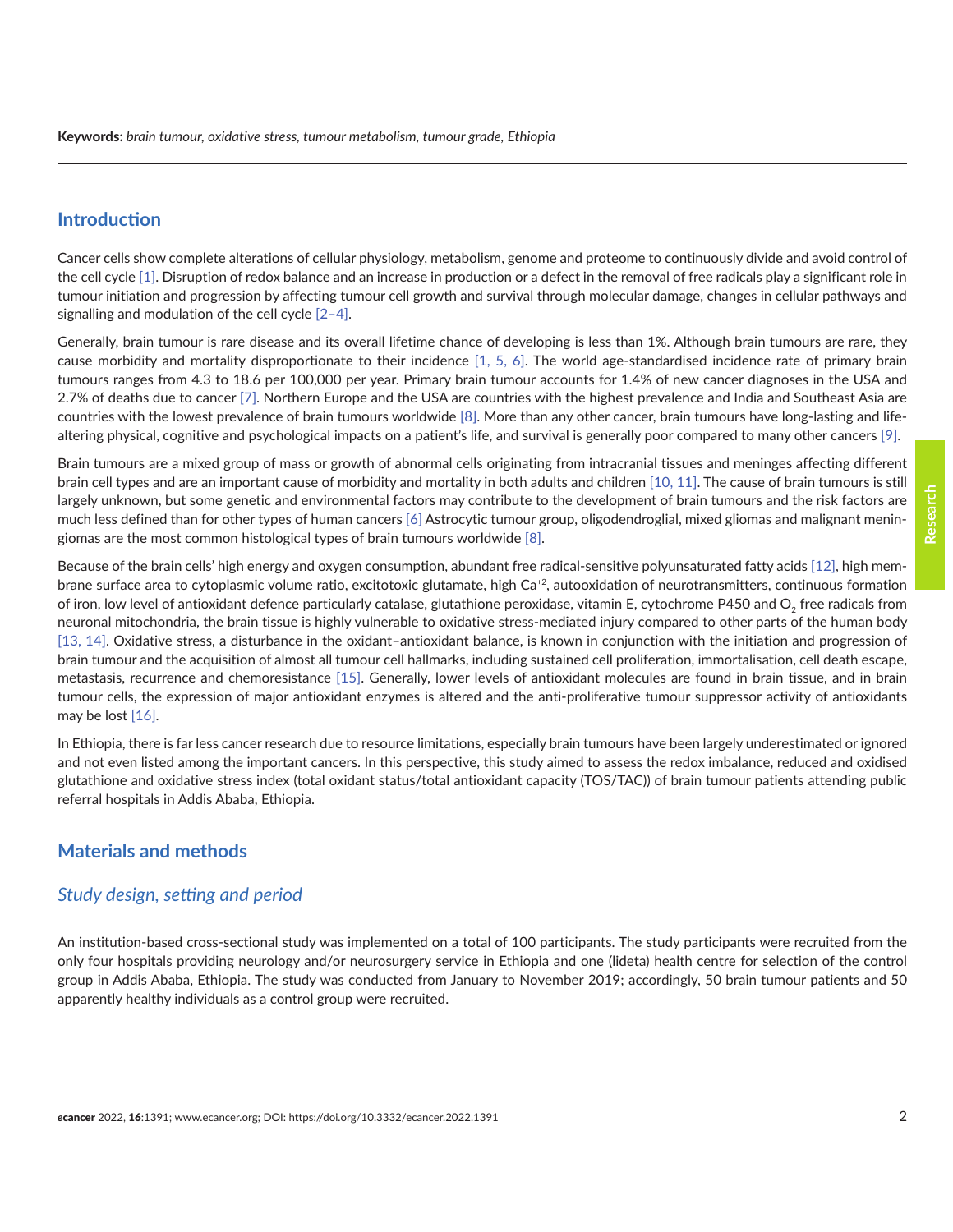**Keywords:** *brain tumour, oxidative stress, tumour metabolism, tumour grade, Ethiopia*

## Introduction

Cancer cells show complete alterations of cellular physiology, metabolism, genome and proteome to continuously divide and avoid control of the cell cycle [1]. Disruption of redox balance and an increase in production or a defect in the removal of free radicals play a significant role in tumour initiation and progression by affecting tumour cell growth and survival through molecular damage, changes in cellular pathways and signalling and modulation of the cell cycle [2–4].

Generally, brain tumour is rare disease and its overall lifetime chance of developing is less than 1%. Although brain tumours are rare, they cause morbidity and mortality disproportionate to their incidence [1, 5, 6]. The world age-standardised incidence rate of primary brain tumours ranges from 4.3 to 18.6 per 100,000 per year. Primary brain tumour accounts for 1.4% of new cancer diagnoses in the USA and 2.7% of deaths due to cancer [7]. Northern Europe and the USA are countries with the highest prevalence and India and Southeast Asia are countries with the lowest prevalence of brain tumours worldwide [8]. More than any other cancer, brain tumours have long-lasting and life-altering physical, cognitive and psychological impacts on a patient's life, and survival is generally poor compared to many other cancers [9].

Brain tumours are a mixed group of mass or growth of abnormal cells originating from intracranial tissues and meninges affecting different brain cell types and are an important cause of morbidity and mortality in both adults and children [10, 11]. The cause of brain tumours is still largely unknown, but some genetic and environmental factors may contribute to the development of brain tumours and the risk factors are much less defined than for other types of human cancers [6] Astrocytic tumour group, oligodendroglial, mixed gliomas and malignant meningiomas are the most common histological types of brain tumours worldwide [8].

Because of the brain cells' high energy and oxygen consumption, abundant free radical-sensitive polyunsaturated fatty acids [12], high membrane surface area to cytoplasmic volume ratio, excitotoxic glutamate, high $Ca^{+2}$, autooxidation of neurotransmitters, continuous formation of iron, low level of antioxidant defence particularly catalase, glutathione peroxidase, vitamin E, cytochrome P450 and $O_2$ free radicals from neuronal mitochondria, the brain tissue is highly vulnerable to oxidative stress-mediated injury compared to other parts of the human body [13, 14]. Oxidative stress, a disturbance in the oxidant–antioxidant balance, is known in conjunction with the initiation and progression of brain tumour and the acquisition of almost all tumour cell hallmarks, including sustained cell proliferation, immortalisation, cell death escape, metastasis, recurrence and chemoresistance [15]. Generally, lower levels of antioxidant molecules are found in brain tissue, and in brain tumour cells, the expression of major antioxidant enzymes is altered and the anti-proliferative tumour suppressor activity of antioxidants may be lost [16].

In Ethiopia, there is far less cancer research due to resource limitations, especially brain tumours have been largely underestimated or ignored and not even listed among the important cancers. In this perspective, this study aimed to assess the redox imbalance, reduced and oxidised glutathione and oxidative stress index (total oxidant status/total antioxidant capacity (TOS/TAC)) of brain tumour patients attending public referral hospitals in Addis Ababa, Ethiopia.

## Materials and methods

### *Study design, setting and period*

An institution-based cross-sectional study was implemented on a total of 100 participants. The study participants were recruited from the only four hospitals providing neurology and/or neurosurgery service in Ethiopia and one (lideta) health centre for selection of the control group in Addis Ababa, Ethiopia. The study was conducted from January to November 2019; accordingly, 50 brain tumour patients and 50 apparently healthy individuals as a control group were recruited.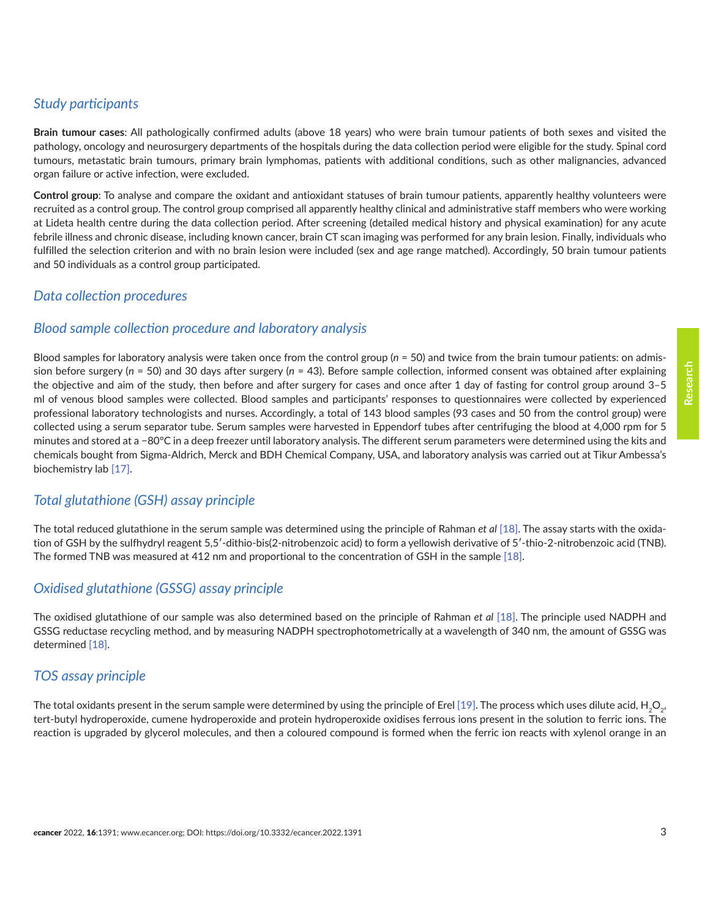## Study participants

**Brain tumour cases**: All pathologically confirmed adults (above 18 years) who were brain tumour patients of both sexes and visited the pathology, oncology and neurosurgery departments of the hospitals during the data collection period were eligible for the study. Spinal cord tumours, metastatic brain tumours, primary brain lymphomas, patients with additional conditions, such as other malignancies, advanced organ failure or active infection, were excluded.

**Control group**: To analyse and compare the oxidant and antioxidant statuses of brain tumour patients, apparently healthy volunteers were recruited as a control group. The control group comprised all apparently healthy clinical and administrative staff members who were working at Lideta health centre during the data collection period. After screening (detailed medical history and physical examination) for any acute febrile illness and chronic disease, including known cancer, brain CT scan imaging was performed for any brain lesion. Finally, individuals who fulfilled the selection criterion and with no brain lesion were included (sex and age range matched). Accordingly, 50 brain tumour patients and 50 individuals as a control group participated.

## Data collection procedures

## Blood sample collection procedure and laboratory analysis

Blood samples for laboratory analysis were taken once from the control group ($n$ = 50) and twice from the brain tumour patients: on admission before surgery ($n$ = 50) and 30 days after surgery ($n$ = 43). Before sample collection, informed consent was obtained after explaining the objective and aim of the study, then before and after surgery for cases and once after 1 day of fasting for control group around 3–5 ml of venous blood samples were collected. Blood samples and participants' responses to questionnaires were collected by experienced professional laboratory technologists and nurses. Accordingly, a total of 143 blood samples (93 cases and 50 from the control group) were collected using a serum separator tube. Serum samples were harvested in Eppendorf tubes after centrifuging the blood at 4,000 rpm for 5 minutes and stored at a −80°C in a deep freezer until laboratory analysis. The different serum parameters were determined using the kits and chemicals bought from Sigma-Aldrich, Merck and BDH Chemical Company, USA, and laboratory analysis was carried out at Tikur Ambessa's biochemistry lab [17].

## Total glutathione (GSH) assay principle

The total reduced glutathione in the serum sample was determined using the principle of Rahman *et al* [18]. The assay starts with the oxidation of GSH by the sulfhydryl reagent 5,5′-dithio-bis(2-nitrobenzoic acid) to form a yellowish derivative of 5′-thio-2-nitrobenzoic acid (TNB). The formed TNB was measured at 412 nm and proportional to the concentration of GSH in the sample [18].

## Oxidised glutathione (GSSG) assay principle

The oxidised glutathione of our sample was also determined based on the principle of Rahman *et al* [18]. The principle used NADPH and GSSG reductase recycling method, and by measuring NADPH spectrophotometrically at a wavelength of 340 nm, the amount of GSSG was determined [18].

## TOS assay principle

The total oxidants present in the serum sample were determined by using the principle of Erel [19]. The process which uses dilute acid, $H_2O_2$, tert-butyl hydroperoxide, cumene hydroperoxide and protein hydroperoxide oxidises ferrous ions present in the solution to ferric ions. The reaction is upgraded by glycerol molecules, and then a coloured compound is formed when the ferric ion reacts with xylenol orange in an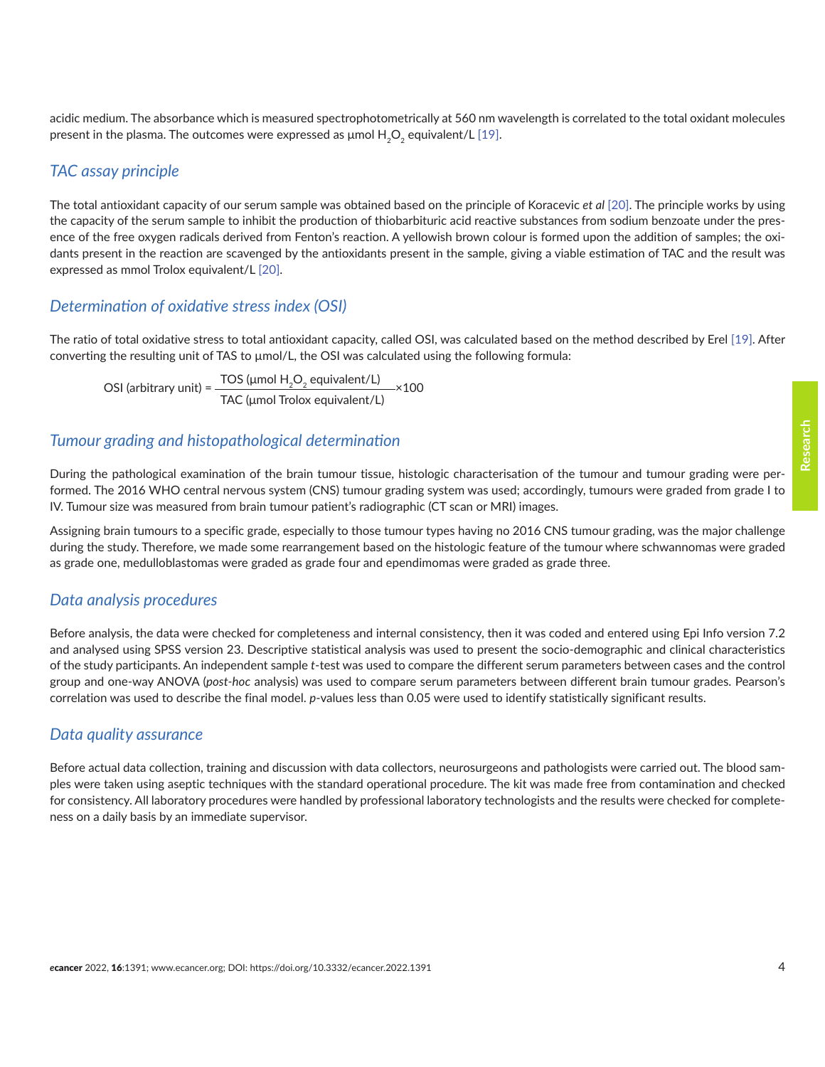acidic medium. The absorbance which is measured spectrophotometrically at 560 nm wavelength is correlated to the total oxidant molecules present in the plasma. The outcomes were expressed as μmol $H_2O_2$ equivalent/L [19].

### *TAC assay principle*

The total antioxidant capacity of our serum sample was obtained based on the principle of Koracevic *et al* [20]. The principle works by using the capacity of the serum sample to inhibit the production of thiobarbituric acid reactive substances from sodium benzoate under the presence of the free oxygen radicals derived from Fenton's reaction. A yellowish brown colour is formed upon the addition of samples; the oxidants present in the reaction are scavenged by the antioxidants present in the sample, giving a viable estimation of TAC and the result was expressed as mmol Trolox equivalent/L [20].

### *Determination of oxidative stress index (OSI)*

The ratio of total oxidative stress to total antioxidant capacity, called OSI, was calculated based on the method described by Erel [19]. After converting the resulting unit of TAS to μmol/L, the OSI was calculated using the following formula:

$$\text{OSI (arbitrary unit)} = \frac{\text{TOS } (\mu\text{mol } H_2O_2 \text{ equivalent/L})}{\text{TAC } (\mu\text{mol Trolox equivalent/L})} \times 100$$

### *Tumour grading and histopathological determination*

During the pathological examination of the brain tumour tissue, histologic characterisation of the tumour and tumour grading were performed. The 2016 WHO central nervous system (CNS) tumour grading system was used; accordingly, tumours were graded from grade I to IV. Tumour size was measured from brain tumour patient's radiographic (CT scan or MRI) images.

Assigning brain tumours to a specific grade, especially to those tumour types having no 2016 CNS tumour grading, was the major challenge during the study. Therefore, we made some rearrangement based on the histologic feature of the tumour where schwannomas were graded as grade one, medulloblastomas were graded as grade four and ependimomas were graded as grade three.

### *Data analysis procedures*

Before analysis, the data were checked for completeness and internal consistency, then it was coded and entered using Epi Info version 7.2 and analysed using SPSS version 23. Descriptive statistical analysis was used to present the socio-demographic and clinical characteristics of the study participants. An independent sample *t*-test was used to compare the different serum parameters between cases and the control group and one-way ANOVA (*post-hoc* analysis) was used to compare serum parameters between different brain tumour grades. Pearson's correlation was used to describe the final model. *p*-values less than 0.05 were used to identify statistically significant results.

### *Data quality assurance*

Before actual data collection, training and discussion with data collectors, neurosurgeons and pathologists were carried out. The blood samples were taken using aseptic techniques with the standard operational procedure. The kit was made free from contamination and checked for consistency. All laboratory procedures were handled by professional laboratory technologists and the results were checked for completeness on a daily basis by an immediate supervisor.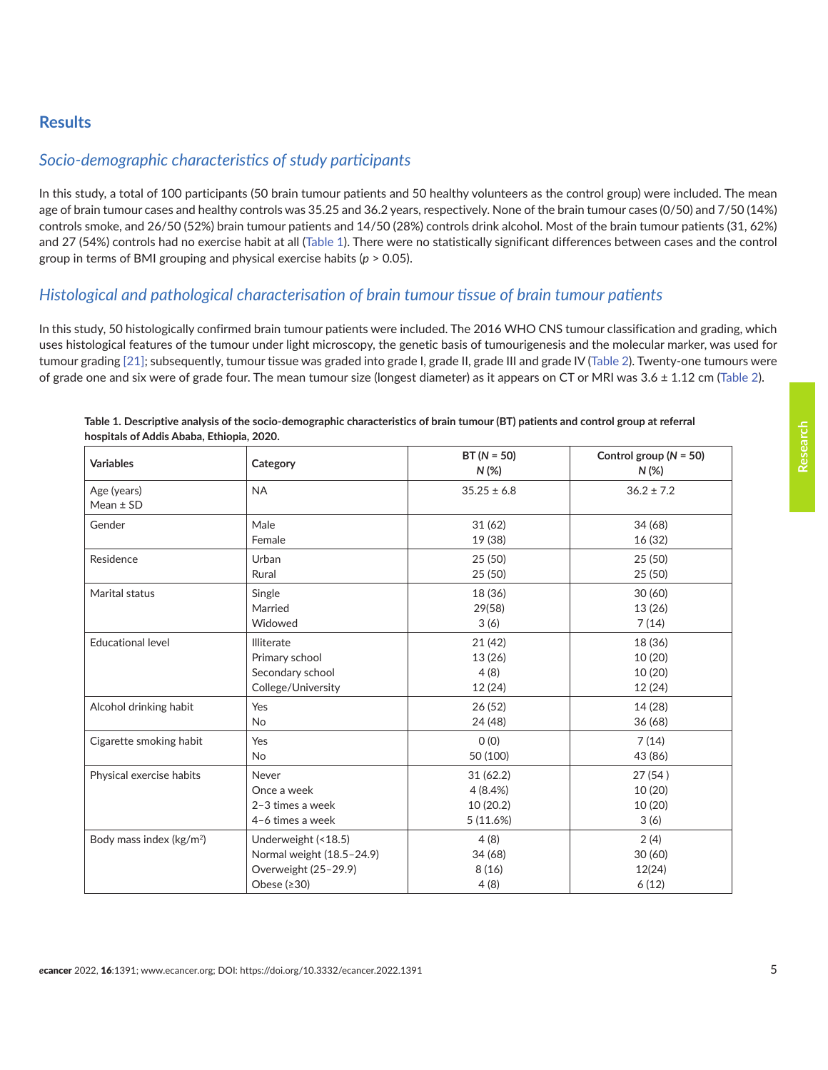## Results

### *Socio-demographic characteristics of study participants*

In this study, a total of 100 participants (50 brain tumour patients and 50 healthy volunteers as the control group) were included. The mean age of brain tumour cases and healthy controls was 35.25 and 36.2 years, respectively. None of the brain tumour cases (0/50) and 7/50 (14%) controls smoke, and 26/50 (52%) brain tumour patients and 14/50 (28%) controls drink alcohol. Most of the brain tumour patients (31, 62%) and 27 (54%) controls had no exercise habit at all (Table 1). There were no statistically significant differences between cases and the control group in terms of BMI grouping and physical exercise habits ($p > 0.05$).

### *Histological and pathological characterisation of brain tumour tissue of brain tumour patients*

In this study, 50 histologically confirmed brain tumour patients were included. The 2016 WHO CNS tumour classification and grading, which uses histological features of the tumour under light microscopy, the genetic basis of tumourigenesis and the molecular marker, was used for tumour grading [21]; subsequently, tumour tissue was graded into grade I, grade II, grade III and grade IV (Table 2). Twenty-one tumours were of grade one and six were of grade four. The mean tumour size (longest diameter) as it appears on CT or MRI was 3.6 ± 1.12 cm (Table 2).

**Table 1. Descriptive analysis of the socio-demographic characteristics of brain tumour (BT) patients and control group at referral hospitals of Addis Ababa, Ethiopia, 2020.**

| Variables | Category | BT (*N* = 50) *N* (%) | Control group (*N* = 50) *N* (%) |
|---|---|---|---|
| Age (years) Mean ± SD | NA | 35.25 ± 6.8 | 36.2 ± 7.2 |
| Gender | Male | 31 (62) | 34 (68) |
| | Female | 19 (38) | 16 (32) |
| Residence | Urban | 25 (50) | 25 (50) |
| | Rural | 25 (50) | 25 (50) |
| Marital status | Single | 18 (36) | 30 (60) |
| | Married | 29(58) | 13 (26) |
| | Widowed | 3 (6) | 7 (14) |
| Educational level | Illiterate | 21 (42) | 18 (36) |
| | Primary school | 13 (26) | 10 (20) |
| | Secondary school | 4 (8) | 10 (20) |
| | College/University | 12 (24) | 12 (24) |
| Alcohol drinking habit | Yes | 26 (52) | 14 (28) |
| | No | 24 (48) | 36 (68) |
| Cigarette smoking habit | Yes | 0 (0) | 7 (14) |
| | No | 50 (100) | 43 (86) |
| Physical exercise habits | Never | 31 (62.2) | 27 (54 ) |
| | Once a week | 4 (8.4%) | 10 (20) |
| | 2–3 times a week | 10 (20.2) | 10 (20) |
| | 4–6 times a week | 5 (11.6%) | 3 (6) |
| Body mass index (kg/m$^2$) | Underweight (<18.5) | 4 (8) | 2 (4) |
| | Normal weight (18.5–24.9) | 34 (68) | 30 (60) |
| | Overweight (25–29.9) | 8 (16) | 12(24) |
| | Obese (≥30) | 4 (8) | 6 (12) |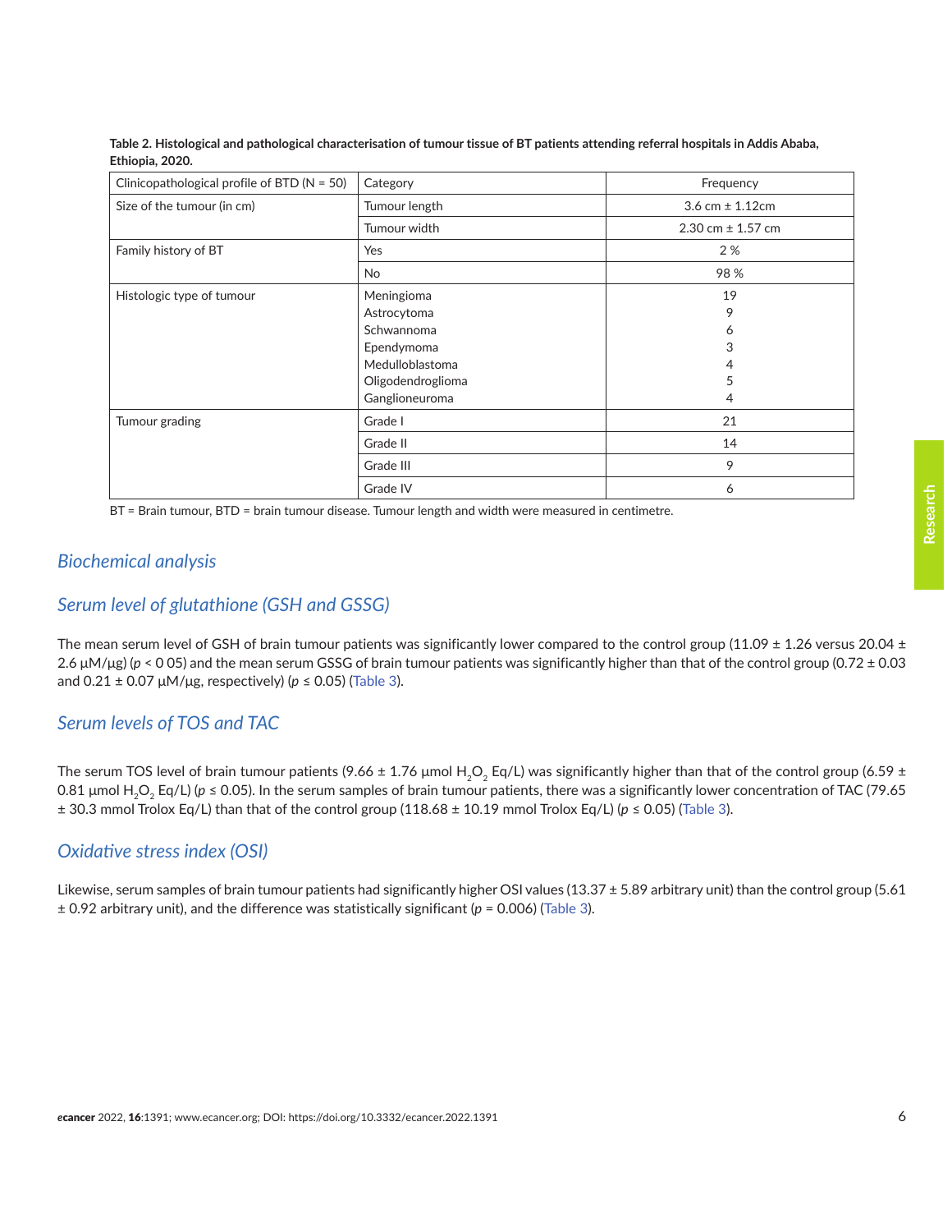**Table 2. Histological and pathological characterisation of tumour tissue of BT patients attending referral hospitals in Addis Ababa, Ethiopia, 2020.**

| Clinicopathological profile of BTD (N = 50) | Category | Frequency |
|---|---|---|
| Size of the tumour (in cm) | Tumour length | 3.6 cm ± 1.12cm |
| | Tumour width | 2.30 cm ± 1.57 cm |
| Family history of BT | Yes | 2 % |
| | No | 98 % |
| Histologic type of tumour | Meningioma<br>Astrocytoma<br>Schwannoma<br>Ependymoma<br>Medulloblastoma<br>Oligodendroglioma<br>Ganglioneuroma | 19<br>9<br>6<br>3<br>4<br>5<br>4 |
| Tumour grading | Grade I | 21 |
| | Grade II | 14 |
| | Grade III | 9 |
| | Grade IV | 6 |

BT = Brain tumour, BTD = brain tumour disease. Tumour length and width were measured in centimetre.

## *Biochemical analysis*

## *Serum level of glutathione (GSH and GSSG)*

The mean serum level of GSH of brain tumour patients was significantly lower compared to the control group (11.09 ± 1.26 versus 20.04 ± 2.6 μM/μg) ($p$ < 0 05) and the mean serum GSSG of brain tumour patients was significantly higher than that of the control group (0.72 ± 0.03 and 0.21 ± 0.07 μM/μg, respectively) ($p \leq 0.05$) (Table 3).

## *Serum levels of TOS and TAC*

The serum TOS level of brain tumour patients (9.66 ± 1.76 μmol $H_2O_2$ Eq/L) was significantly higher than that of the control group (6.59 ± 0.81 μmol $H_2O_2$ Eq/L) ($p \leq 0.05$). In the serum samples of brain tumour patients, there was a significantly lower concentration of TAC (79.65 ± 30.3 mmol Trolox Eq/L) than that of the control group (118.68 ± 10.19 mmol Trolox Eq/L) ($p \leq 0.05$) (Table 3).

## *Oxidative stress index (OSI)*

Likewise, serum samples of brain tumour patients had significantly higher OSI values (13.37 ± 5.89 arbitrary unit) than the control group (5.61 ± 0.92 arbitrary unit), and the difference was statistically significant ($p = 0.006$) (Table 3).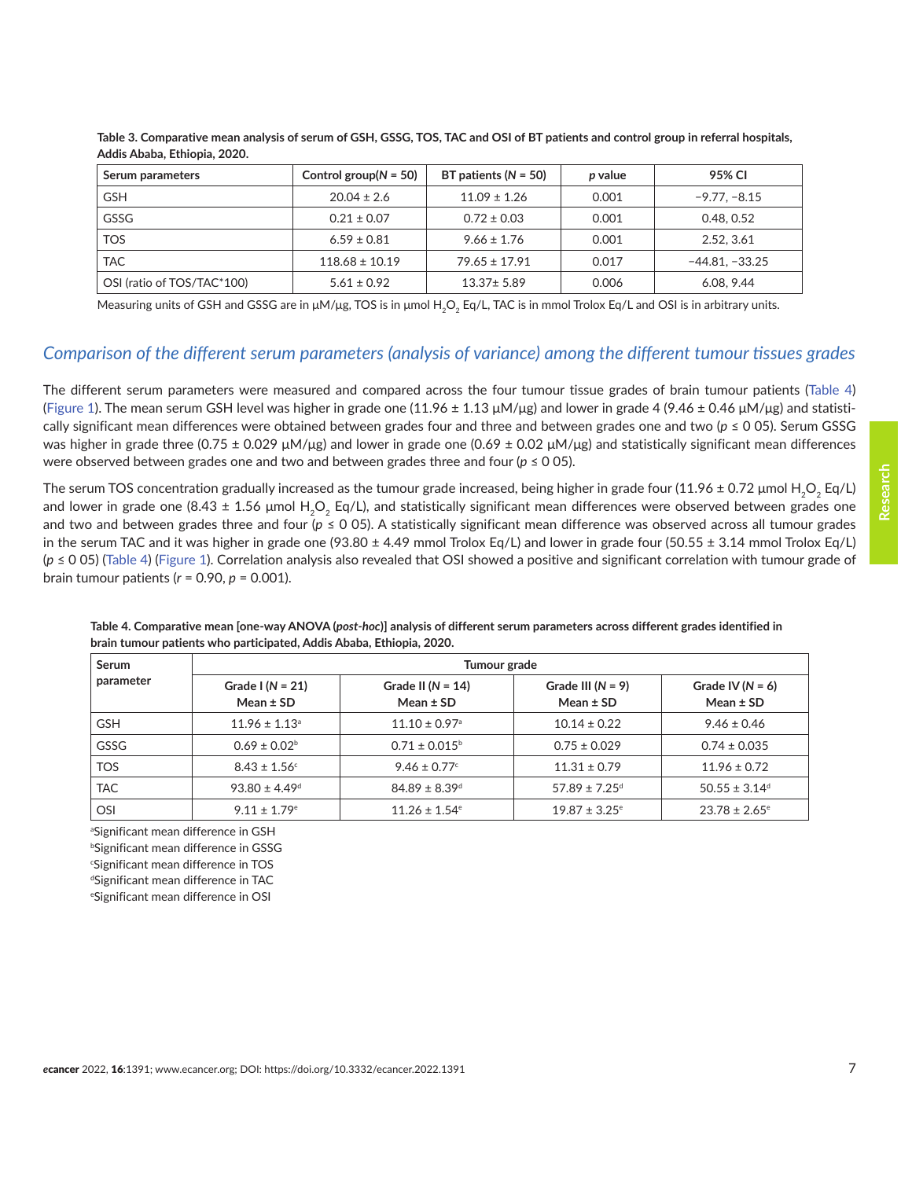**Table 3. Comparative mean analysis of serum of GSH, GSSG, TOS, TAC and OSI of BT patients and control group in referral hospitals, Addis Ababa, Ethiopia, 2020.**

| Serum parameters | Control group($N$ = 50) | BT patients ($N$ = 50) | $p$ value | 95% CI |
|---|---|---|---|---|
| GSH | 20.04 ± 2.6 | 11.09 ± 1.26 | 0.001 | −9.77, −8.15 |
| GSSG | 0.21 ± 0.07 | 0.72 ± 0.03 | 0.001 | 0.48, 0.52 |
| TOS | 6.59 ± 0.81 | 9.66 ± 1.76 | 0.001 | 2.52, 3.61 |
| TAC | 118.68 ± 10.19 | 79.65 ± 17.91 | 0.017 | −44.81, −33.25 |
| OSI (ratio of TOS/TAC*100) | 5.61 ± 0.92 | 13.37± 5.89 | 0.006 | 6.08, 9.44 |

Measuring units of GSH and GSSG are in μM/μg, TOS is in μmol $H_2O_2$ Eq/L, TAC is in mmol Trolox Eq/L and OSI is in arbitrary units.

## *Comparison of the different serum parameters (analysis of variance) among the different tumour tissues grades*

The different serum parameters were measured and compared across the four tumour tissue grades of brain tumour patients (Table 4) (Figure 1). The mean serum GSH level was higher in grade one (11.96 ± 1.13 μM/μg) and lower in grade 4 (9.46 ± 0.46 μM/μg) and statistically significant mean differences were obtained between grades four and three and between grades one and two ($p \leq 0$ 05). Serum GSSG was higher in grade three (0.75 ± 0.029 μM/μg) and lower in grade one (0.69 ± 0.02 μM/μg) and statistically significant mean differences were observed between grades one and two and between grades three and four ($p \leq 0$ 05).

The serum TOS concentration gradually increased as the tumour grade increased, being higher in grade four (11.96 ± 0.72 μmol $H_2O_2$ Eq/L) and lower in grade one (8.43 ± 1.56 μmol $H_2O_2$ Eq/L), and statistically significant mean differences were observed between grades one and two and between grades three and four ($p \leq 0$ 05). A statistically significant mean difference was observed across all tumour grades in the serum TAC and it was higher in grade one (93.80 ± 4.49 mmol Trolox Eq/L) and lower in grade four (50.55 ± 3.14 mmol Trolox Eq/L) ($p \leq 0$ 05) (Table 4) (Figure 1). Correlation analysis also revealed that OSI showed a positive and significant correlation with tumour grade of brain tumour patients ($r$ = 0.90, $p$ = 0.001).

**Table 4. Comparative mean [one-way ANOVA (*post-hoc*)] analysis of different serum parameters across different grades identified in brain tumour patients who participated, Addis Ababa, Ethiopia, 2020.**

| Serum parameter | Tumour grade | | | |
|---|---|---|---|---|
| | Grade I ($N$ = 21) Mean ± SD | Grade II ($N$ = 14) Mean ± SD | Grade III ($N$ = 9) Mean ± SD | Grade IV ($N$ = 6) Mean ± SD |
| GSH | 11.96 ± 1.13[a] | 11.10 ± 0.97[a] | 10.14 ± 0.22 | 9.46 ± 0.46 |
| GSSG | 0.69 ± 0.02[b] | 0.71 ± 0.015[b] | 0.75 ± 0.029 | 0.74 ± 0.035 |
| TOS | 8.43 ± 1.56[c] | 9.46 ± 0.77[c] | 11.31 ± 0.79 | 11.96 ± 0.72 |
| TAC | 93.80 ± 4.49[d] | 84.89 ± 8.39[d] | 57.89 ± 7.25[d] | 50.55 ± 3.14[d] |
| OSI | 9.11 ± 1.79[e] | 11.26 ± 1.54[e] | 19.87 ± 3.25[e] | 23.78 ± 2.65[e] |

[a]Significant mean difference in GSH
[b]Significant mean difference in GSSG
[c]Significant mean difference in TOS
[d]Significant mean difference in TAC
[e]Significant mean difference in OSI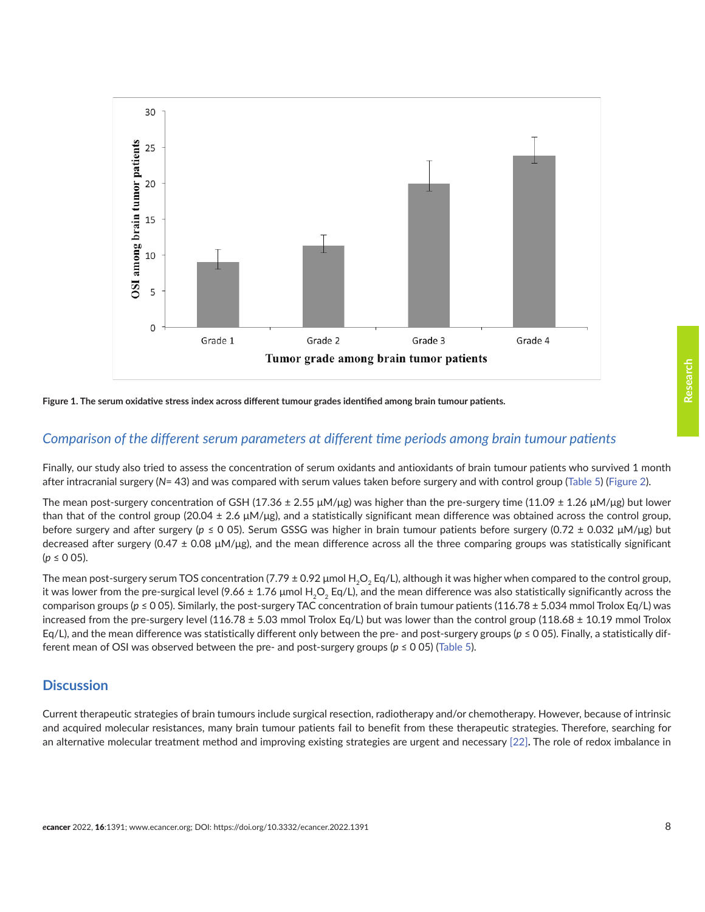Figure 1. The serum oxidative stress index across different tumour grades identified among brain tumour patients.

### Comparison of the different serum parameters at different time periods among brain tumour patients

Finally, our study also tried to assess the concentration of serum oxidants and antioxidants of brain tumour patients who survived 1 month after intracranial surgery (*N*= 43) and was compared with serum values taken before surgery and with control group (Table 5) (Figure 2).

The mean post-surgery concentration of GSH (17.36 ± 2.55 µM/µg) was higher than the pre-surgery time (11.09 ± 1.26 µM/µg) but lower than that of the control group (20.04 ± 2.6 µM/µg), and a statistically significant mean difference was obtained across the control group, before surgery and after surgery ($p \leq 0\ 05$). Serum GSSG was higher in brain tumour patients before surgery (0.72 ± 0.032 µM/µg) but decreased after surgery (0.47 ± 0.08 µM/µg), and the mean difference across all the three comparing groups was statistically significant ($p \leq 0\ 05$).

The mean post-surgery serum TOS concentration (7.79 ± 0.92 µmol $H_2O_2$ Eq/L), although it was higher when compared to the control group, it was lower from the pre-surgical level (9.66 ± 1.76 µmol $H_2O_2$ Eq/L), and the mean difference was also statistically significantly across the comparison groups ($p \leq 0\ 05$). Similarly, the post-surgery TAC concentration of brain tumour patients (116.78 ± 5.034 mmol Trolox Eq/L) was increased from the pre-surgery level (116.78 ± 5.03 mmol Trolox Eq/L) but was lower than the control group (118.68 ± 10.19 mmol Trolox Eq/L), and the mean difference was statistically different only between the pre- and post-surgery groups ($p \leq 0\ 05$). Finally, a statistically different mean of OSI was observed between the pre- and post-surgery groups ($p \leq 0\ 05$) (Table 5).

## Discussion

Current therapeutic strategies of brain tumours include surgical resection, radiotherapy and/or chemotherapy. However, because of intrinsic and acquired molecular resistances, many brain tumour patients fail to benefit from these therapeutic strategies. Therefore, searching for an alternative molecular treatment method and improving existing strategies are urgent and necessary [22]**.** The role of redox imbalance in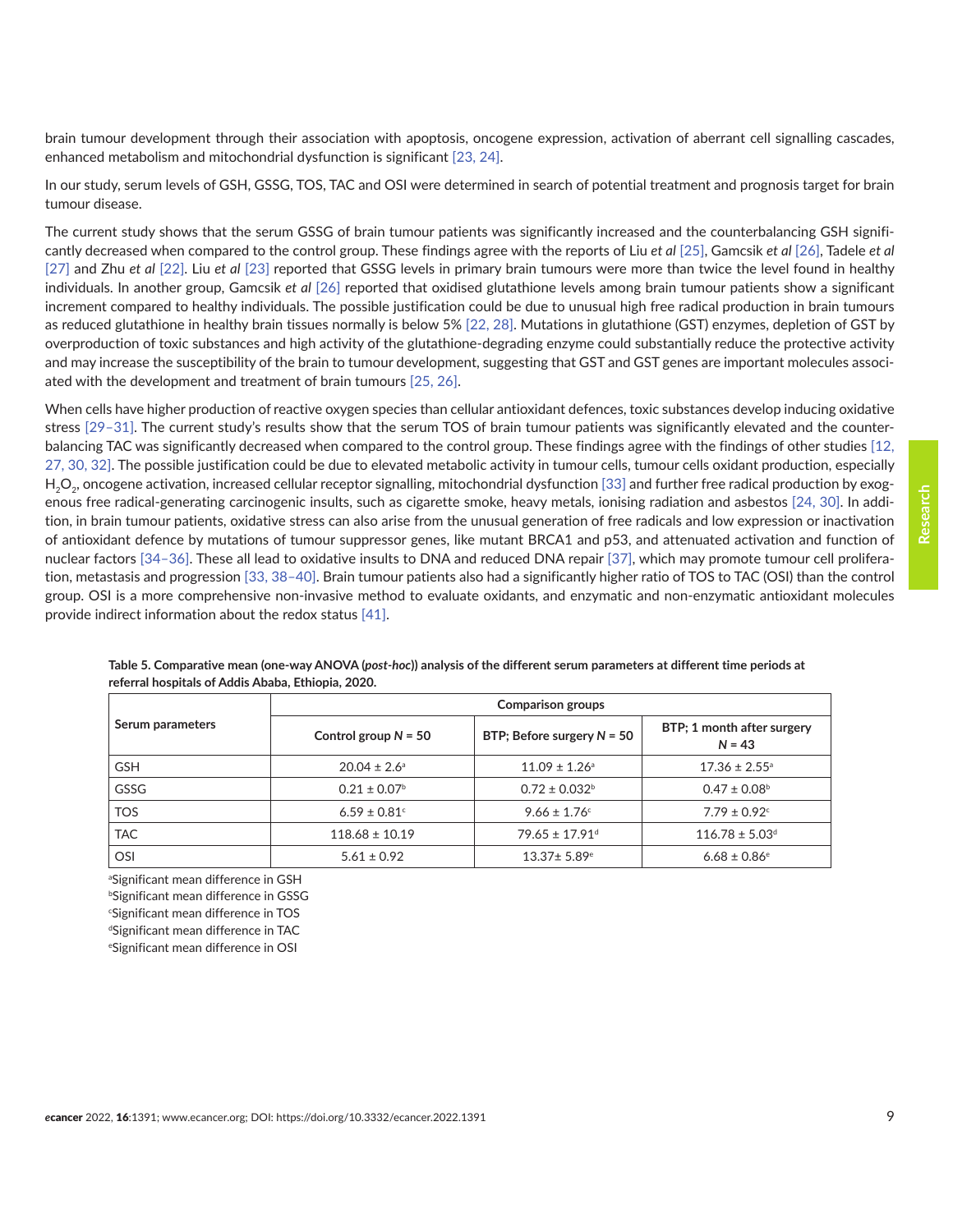brain tumour development through their association with apoptosis, oncogene expression, activation of aberrant cell signalling cascades, enhanced metabolism and mitochondrial dysfunction is significant [23, 24].

In our study, serum levels of GSH, GSSG, TOS, TAC and OSI were determined in search of potential treatment and prognosis target for brain tumour disease.

The current study shows that the serum GSSG of brain tumour patients was significantly increased and the counterbalancing GSH significantly decreased when compared to the control group. These findings agree with the reports of Liu *et al* [25], Gamcsik *et al* [26], Tadele *et al* [27] and Zhu *et al* [22]. Liu *et al* [23] reported that GSSG levels in primary brain tumours were more than twice the level found in healthy individuals. In another group, Gamcsik *et al* [26] reported that oxidised glutathione levels among brain tumour patients show a significant increment compared to healthy individuals. The possible justification could be due to unusual high free radical production in brain tumours as reduced glutathione in healthy brain tissues normally is below 5% [22, 28]. Mutations in glutathione (GST) enzymes, depletion of GST by overproduction of toxic substances and high activity of the glutathione-degrading enzyme could substantially reduce the protective activity and may increase the susceptibility of the brain to tumour development, suggesting that GST and GST genes are important molecules associated with the development and treatment of brain tumours [25, 26].

When cells have higher production of reactive oxygen species than cellular antioxidant defences, toxic substances develop inducing oxidative stress [29–31]. The current study's results show that the serum TOS of brain tumour patients was significantly elevated and the counterbalancing TAC was significantly decreased when compared to the control group. These findings agree with the findings of other studies [12, 27, 30, 32]. The possible justification could be due to elevated metabolic activity in tumour cells, tumour cells oxidant production, especially $H_2O_2$, oncogene activation, increased cellular receptor signalling, mitochondrial dysfunction [33] and further free radical production by exogenous free radical-generating carcinogenic insults, such as cigarette smoke, heavy metals, ionising radiation and asbestos [24, 30]. In addition, in brain tumour patients, oxidative stress can also arise from the unusual generation of free radicals and low expression or inactivation of antioxidant defence by mutations of tumour suppressor genes, like mutant BRCA1 and p53, and attenuated activation and function of nuclear factors [34–36]. These all lead to oxidative insults to DNA and reduced DNA repair [37], which may promote tumour cell proliferation, metastasis and progression [33, 38–40]. Brain tumour patients also had a significantly higher ratio of TOS to TAC (OSI) than the control group. OSI is a more comprehensive non-invasive method to evaluate oxidants, and enzymatic and non-enzymatic antioxidant molecules provide indirect information about the redox status [41].

**Table 5. Comparative mean (one-way ANOVA (*post-hoc*)) analysis of the different serum parameters at different time periods at referral hospitals of Addis Ababa, Ethiopia, 2020.**

| Serum parameters | Comparison groups | | |
|---|---|---|---|
| | Control group *N* = 50 | BTP; Before surgery *N* = 50 | BTP; 1 month after surgery *N* = 43 |
| GSH | 20.04 ± 2.6[a] | 11.09 ± 1.26[a] | 17.36 ± 2.55[a] |
| GSSG | 0.21 ± 0.07[b] | 0.72 ± 0.032[b] | 0.47 ± 0.08[b] |
| TOS | 6.59 ± 0.81[c] | 9.66 ± 1.76[c] | 7.79 ± 0.92[c] |
| TAC | 118.68 ± 10.19 | 79.65 ± 17.91[d] | 116.78 ± 5.03[d] |
| OSI | 5.61 ± 0.92 | 13.37± 5.89[e] | 6.68 ± 0.86[e] |

[a]Significant mean difference in GSH
[b]Significant mean difference in GSSG
[c]Significant mean difference in TOS
[d]Significant mean difference in TAC
[e]Significant mean difference in OSI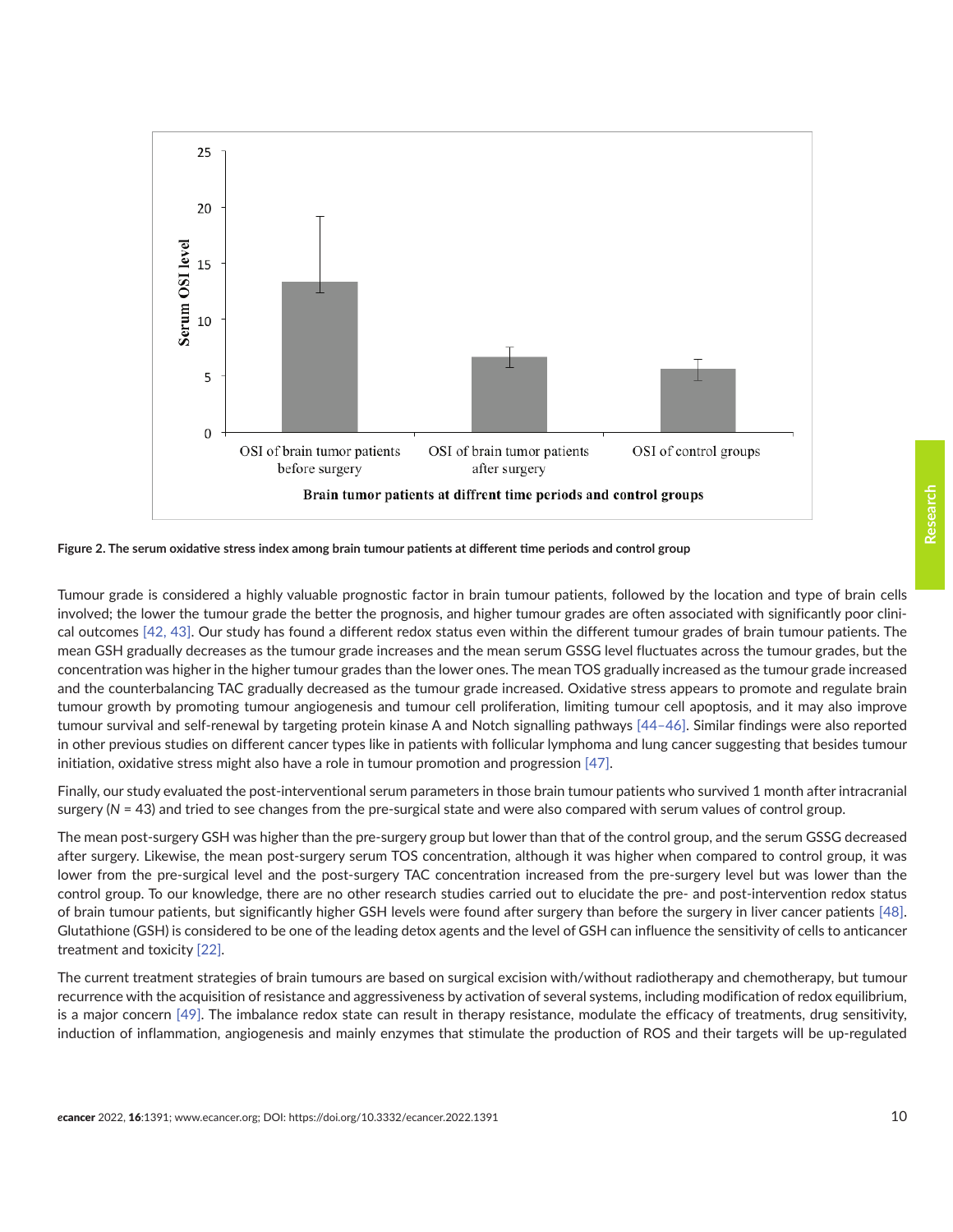Figure 2. The serum oxidative stress index among brain tumour patients at different time periods and control group

Tumour grade is considered a highly valuable prognostic factor in brain tumour patients, followed by the location and type of brain cells involved; the lower the tumour grade the better the prognosis, and higher tumour grades are often associated with significantly poor clinical outcomes [42, 43]. Our study has found a different redox status even within the different tumour grades of brain tumour patients. The mean GSH gradually decreases as the tumour grade increases and the mean serum GSSG level fluctuates across the tumour grades, but the concentration was higher in the higher tumour grades than the lower ones. The mean TOS gradually increased as the tumour grade increased and the counterbalancing TAC gradually decreased as the tumour grade increased. Oxidative stress appears to promote and regulate brain tumour growth by promoting tumour angiogenesis and tumour cell proliferation, limiting tumour cell apoptosis, and it may also improve tumour survival and self-renewal by targeting protein kinase A and Notch signalling pathways [44–46]. Similar findings were also reported in other previous studies on different cancer types like in patients with follicular lymphoma and lung cancer suggesting that besides tumour initiation, oxidative stress might also have a role in tumour promotion and progression [47].

Finally, our study evaluated the post-interventional serum parameters in those brain tumour patients who survived 1 month after intracranial surgery ($N$ = 43) and tried to see changes from the pre-surgical state and were also compared with serum values of control group.

The mean post-surgery GSH was higher than the pre-surgery group but lower than that of the control group, and the serum GSSG decreased after surgery. Likewise, the mean post-surgery serum TOS concentration, although it was higher when compared to control group, it was lower from the pre-surgical level and the post-surgery TAC concentration increased from the pre-surgery level but was lower than the control group. To our knowledge, there are no other research studies carried out to elucidate the pre- and post-intervention redox status of brain tumour patients, but significantly higher GSH levels were found after surgery than before the surgery in liver cancer patients [48]. Glutathione (GSH) is considered to be one of the leading detox agents and the level of GSH can influence the sensitivity of cells to anticancer treatment and toxicity [22].

The current treatment strategies of brain tumours are based on surgical excision with/without radiotherapy and chemotherapy, but tumour recurrence with the acquisition of resistance and aggressiveness by activation of several systems, including modification of redox equilibrium, is a major concern [49]. The imbalance redox state can result in therapy resistance, modulate the efficacy of treatments, drug sensitivity, induction of inflammation, angiogenesis and mainly enzymes that stimulate the production of ROS and their targets will be up-regulated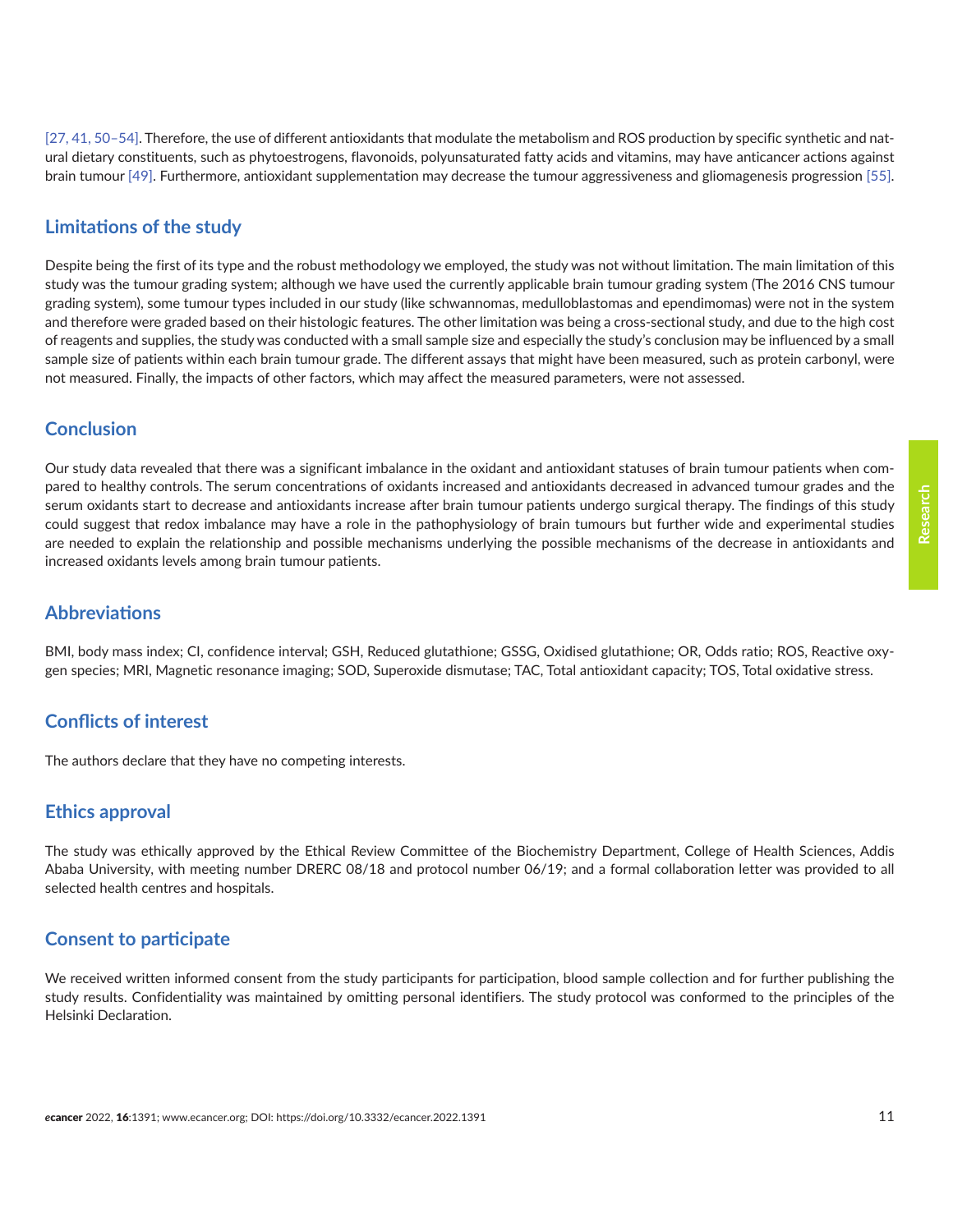[27, 41, 50–54]. Therefore, the use of different antioxidants that modulate the metabolism and ROS production by specific synthetic and natural dietary constituents, such as phytoestrogens, flavonoids, polyunsaturated fatty acids and vitamins, may have anticancer actions against brain tumour [49]. Furthermore, antioxidant supplementation may decrease the tumour aggressiveness and gliomagenesis progression [55].

## Limitations of the study

Despite being the first of its type and the robust methodology we employed, the study was not without limitation. The main limitation of this study was the tumour grading system; although we have used the currently applicable brain tumour grading system (The 2016 CNS tumour grading system), some tumour types included in our study (like schwannomas, medulloblastomas and ependimomas) were not in the system and therefore were graded based on their histologic features. The other limitation was being a cross-sectional study, and due to the high cost of reagents and supplies, the study was conducted with a small sample size and especially the study's conclusion may be influenced by a small sample size of patients within each brain tumour grade. The different assays that might have been measured, such as protein carbonyl, were not measured. Finally, the impacts of other factors, which may affect the measured parameters, were not assessed.

## Conclusion

Our study data revealed that there was a significant imbalance in the oxidant and antioxidant statuses of brain tumour patients when compared to healthy controls. The serum concentrations of oxidants increased and antioxidants decreased in advanced tumour grades and the serum oxidants start to decrease and antioxidants increase after brain tumour patients undergo surgical therapy. The findings of this study could suggest that redox imbalance may have a role in the pathophysiology of brain tumours but further wide and experimental studies are needed to explain the relationship and possible mechanisms underlying the possible mechanisms of the decrease in antioxidants and increased oxidants levels among brain tumour patients.

## Abbreviations

BMI, body mass index; CI, confidence interval; GSH, Reduced glutathione; GSSG, Oxidised glutathione; OR, Odds ratio; ROS, Reactive oxygen species; MRI, Magnetic resonance imaging; SOD, Superoxide dismutase; TAC, Total antioxidant capacity; TOS, Total oxidative stress.

## Conflicts of interest

The authors declare that they have no competing interests.

## Ethics approval

The study was ethically approved by the Ethical Review Committee of the Biochemistry Department, College of Health Sciences, Addis Ababa University, with meeting number DRERC 08/18 and protocol number 06/19; and a formal collaboration letter was provided to all selected health centres and hospitals.

## Consent to participate

We received written informed consent from the study participants for participation, blood sample collection and for further publishing the study results. Confidentiality was maintained by omitting personal identifiers. The study protocol was conformed to the principles of the Helsinki Declaration.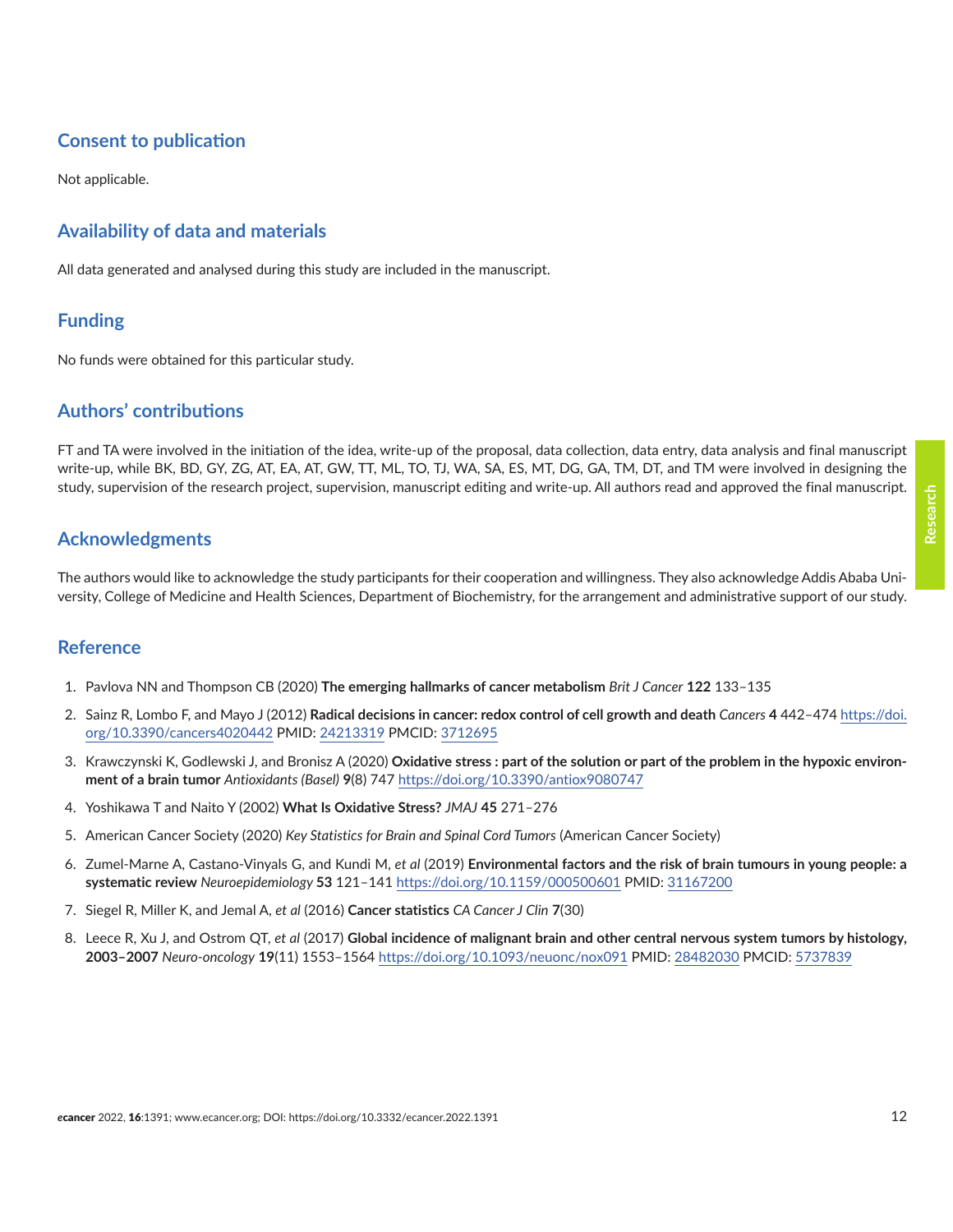## Consent to publication

Not applicable.

## Availability of data and materials

All data generated and analysed during this study are included in the manuscript.

## Funding

No funds were obtained for this particular study.

## Authors' contributions

FT and TA were involved in the initiation of the idea, write-up of the proposal, data collection, data entry, data analysis and final manuscript write-up, while BK, BD, GY, ZG, AT, EA, AT, GW, TT, ML, TO, TJ, WA, SA, ES, MT, DG, GA, TM, DT, and TM were involved in designing the study, supervision of the research project, supervision, manuscript editing and write-up. All authors read and approved the final manuscript.

## Acknowledgments

The authors would like to acknowledge the study participants for their cooperation and willingness. They also acknowledge Addis Ababa University, College of Medicine and Health Sciences, Department of Biochemistry, for the arrangement and administrative support of our study.

## Reference

1. Pavlova NN and Thompson CB (2020) **The emerging hallmarks of cancer metabolism** *Brit J Cancer* **122** 133–135
2. Sainz R, Lombo F, and Mayo J (2012) **Radical decisions in cancer: redox control of cell growth and death** *Cancers* **4** 442–474 https://doi.org/10.3390/cancers4020442 PMID: 24213319 PMCID: 3712695
3. Krawczynski K, Godlewski J, and Bronisz A (2020) **Oxidative stress : part of the solution or part of the problem in the hypoxic environment of a brain tumor** *Antioxidants (Basel)* **9**(8) 747 https://doi.org/10.3390/antiox9080747
4. Yoshikawa T and Naito Y (2002) **What Is Oxidative Stress?** *JMAJ* **45** 271–276
5. American Cancer Society (2020) *Key Statistics for Brain and Spinal Cord Tumors* (American Cancer Society)
6. Zumel-Marne A, Castano-Vinyals G, and Kundi M, *et al* (2019) **Environmental factors and the risk of brain tumours in young people: a systematic review** *Neuroepidemiology* **53** 121–141 https://doi.org/10.1159/000500601 PMID: 31167200
7. Siegel R, Miller K, and Jemal A, *et al* (2016) **Cancer statistics** *CA Cancer J Clin* **7**(30)
8. Leece R, Xu J, and Ostrom QT, *et al* (2017) **Global incidence of malignant brain and other central nervous system tumors by histology, 2003–2007** *Neuro-oncology* **19**(11) 1553–1564 https://doi.org/10.1093/neuonc/nox091 PMID: 28482030 PMCID: 5737839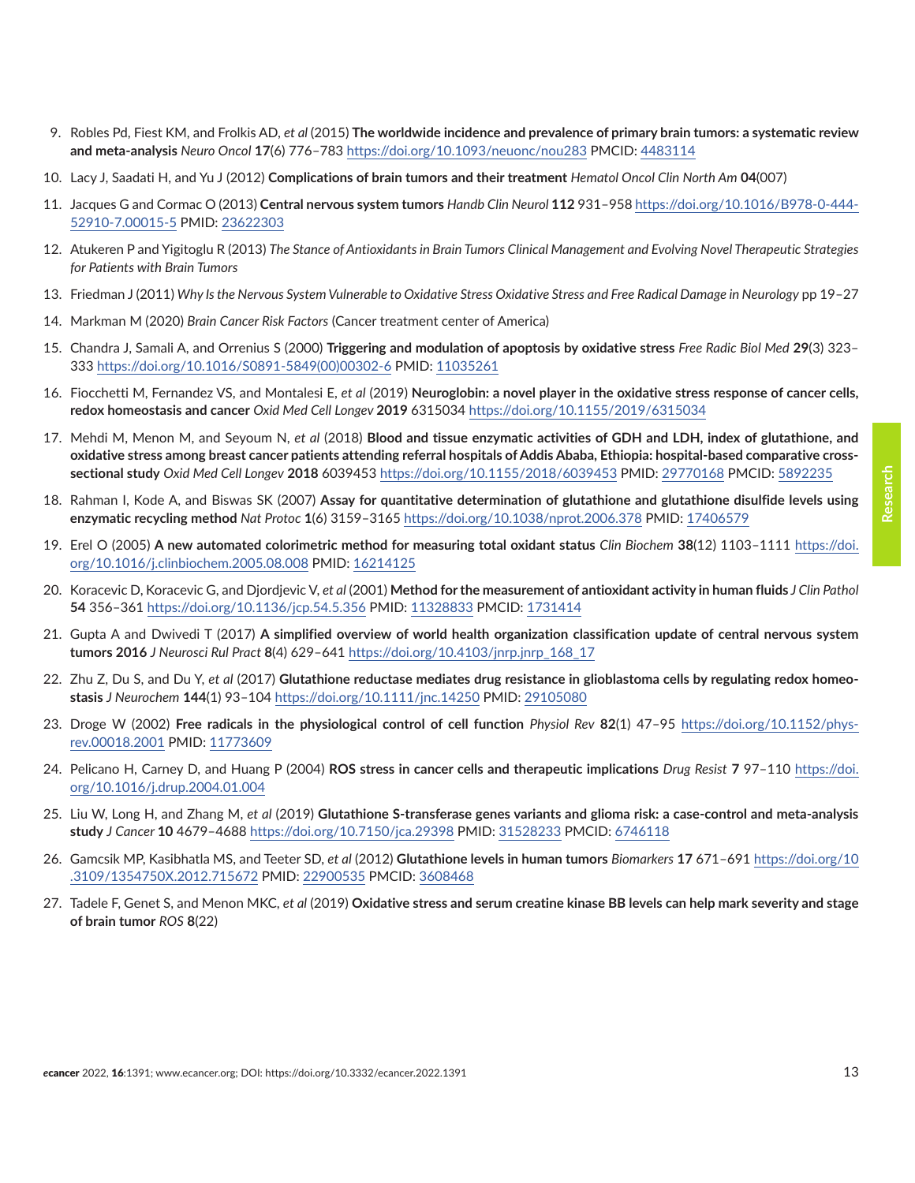9. Robles Pd, Fiest KM, and Frolkis AD, *et al* (2015) **The worldwide incidence and prevalence of primary brain tumors: a systematic review and meta-analysis** *Neuro Oncol* **17**(6) 776–783 https://doi.org/10.1093/neuonc/nou283 PMCID: 4483114

10. Lacy J, Saadati H, and Yu J (2012) **Complications of brain tumors and their treatment** *Hematol Oncol Clin North Am* **04**(007)

11. Jacques G and Cormac O (2013) **Central nervous system tumors** *Handb Clin Neurol* **112** 931–958 https://doi.org/10.1016/B978-0-444-52910-7.00015-5 PMID: 23622303

12. Atukeren P and Yigitoglu R (2013) *The Stance of Antioxidants in Brain Tumors Clinical Management and Evolving Novel Therapeutic Strategies for Patients with Brain Tumors*

13. Friedman J (2011) *Why Is the Nervous System Vulnerable to Oxidative Stress Oxidative Stress and Free Radical Damage in Neurology* pp 19–27

14. Markman M (2020) *Brain Cancer Risk Factors* (Cancer treatment center of America)

15. Chandra J, Samali A, and Orrenius S (2000) **Triggering and modulation of apoptosis by oxidative stress** *Free Radic Biol Med* **29**(3) 323–333 https://doi.org/10.1016/S0891-5849(00)00302-6 PMID: 11035261

16. Fiocchetti M, Fernandez VS, and Montalesi E, *et al* (2019) **Neuroglobin: a novel player in the oxidative stress response of cancer cells, redox homeostasis and cancer** *Oxid Med Cell Longev* **2019** 6315034 https://doi.org/10.1155/2019/6315034

17. Mehdi M, Menon M, and Seyoum N, *et al* (2018) **Blood and tissue enzymatic activities of GDH and LDH, index of glutathione, and oxidative stress among breast cancer patients attending referral hospitals of Addis Ababa, Ethiopia: hospital-based comparative cross-sectional study** *Oxid Med Cell Longev* **2018** 6039453 https://doi.org/10.1155/2018/6039453 PMID: 29770168 PMCID: 5892235

18. Rahman I, Kode A, and Biswas SK (2007) **Assay for quantitative determination of glutathione and glutathione disulfide levels using enzymatic recycling method** *Nat Protoc* **1**(6) 3159–3165 https://doi.org/10.1038/nprot.2006.378 PMID: 17406579

19. Erel O (2005) **A new automated colorimetric method for measuring total oxidant status** *Clin Biochem* **38**(12) 1103–1111 https://doi.org/10.1016/j.clinbiochem.2005.08.008 PMID: 16214125

20. Koracevic D, Koracevic G, and Djordjevic V, *et al* (2001) **Method for the measurement of antioxidant activity in human fluids** *J Clin Pathol* **54** 356–361 https://doi.org/10.1136/jcp.54.5.356 PMID: 11328833 PMCID: 1731414

21. Gupta A and Dwivedi T (2017) **A simplified overview of world health organization classification update of central nervous system tumors 2016** *J Neurosci Rul Pract* **8**(4) 629–641 https://doi.org/10.4103/jnrp.jnrp_168_17

22. Zhu Z, Du S, and Du Y, *et al* (2017) **Glutathione reductase mediates drug resistance in glioblastoma cells by regulating redox homeostasis** *J Neurochem* **144**(1) 93–104 https://doi.org/10.1111/jnc.14250 PMID: 29105080

23. Droge W (2002) **Free radicals in the physiological control of cell function** *Physiol Rev* **82**(1) 47–95 https://doi.org/10.1152/physrev.00018.2001 PMID: 11773609

24. Pelicano H, Carney D, and Huang P (2004) **ROS stress in cancer cells and therapeutic implications** *Drug Resist* **7** 97–110 https://doi.org/10.1016/j.drup.2004.01.004

25. Liu W, Long H, and Zhang M, *et al* (2019) **Glutathione S-transferase genes variants and glioma risk: a case-control and meta-analysis study** *J Cancer* **10** 4679–4688 https://doi.org/10.7150/jca.29398 PMID: 31528233 PMCID: 6746118

26. Gamcsik MP, Kasibhatla MS, and Teeter SD, *et al* (2012) **Glutathione levels in human tumors** *Biomarkers* **17** 671–691 https://doi.org/10.3109/1354750X.2012.715672 PMID: 22900535 PMCID: 3608468

27. Tadele F, Genet S, and Menon MKC, *et al* (2019) **Oxidative stress and serum creatine kinase BB levels can help mark severity and stage of brain tumor** *ROS* **8**(22)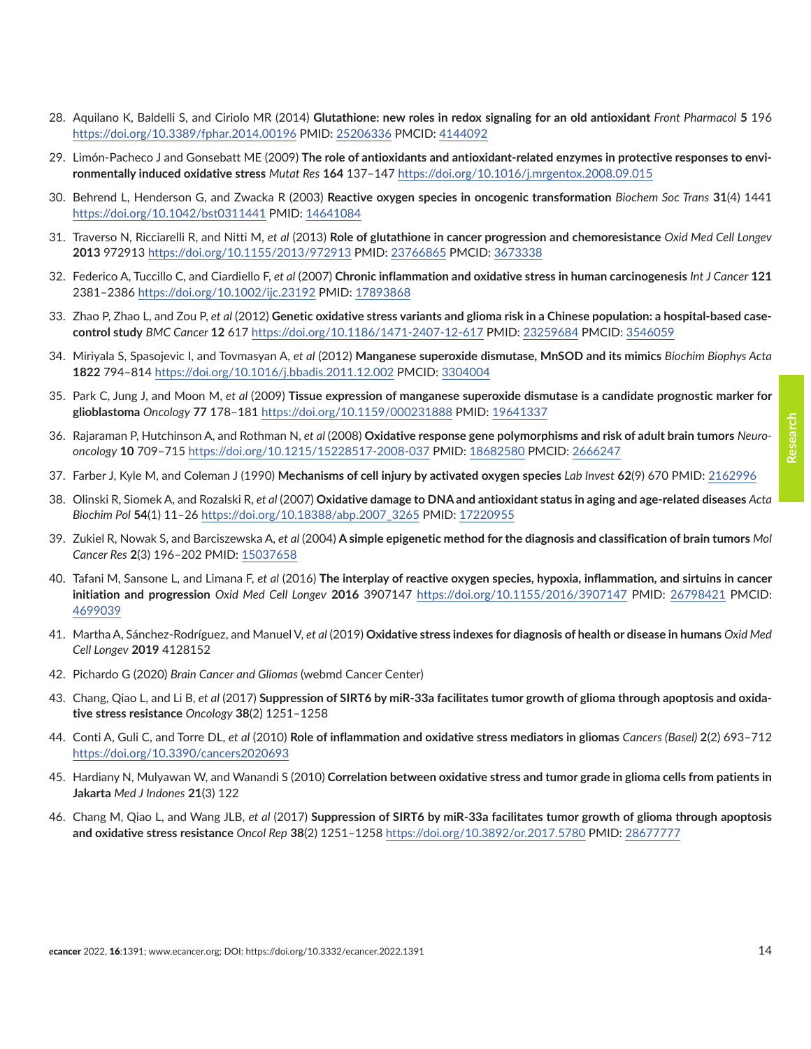28. Aquilano K, Baldelli S, and Ciriolo MR (2014) **Glutathione: new roles in redox signaling for an old antioxidant** *Front Pharmacol* **5** 196 https://doi.org/10.3389/fphar.2014.00196 PMID: 25206336 PMCID: 4144092

29. Limón-Pacheco J and Gonsebatt ME (2009) **The role of antioxidants and antioxidant-related enzymes in protective responses to environmentally induced oxidative stress** *Mutat Res* **164** 137–147 https://doi.org/10.1016/j.mrgentox.2008.09.015

30. Behrend L, Henderson G, and Zwacka R (2003) **Reactive oxygen species in oncogenic transformation** *Biochem Soc Trans* **31**(4) 1441 https://doi.org/10.1042/bst0311441 PMID: 14641084

31. Traverso N, Ricciarelli R, and Nitti M, *et al* (2013) **Role of glutathione in cancer progression and chemoresistance** *Oxid Med Cell Longev* **2013** 972913 https://doi.org/10.1155/2013/972913 PMID: 23766865 PMCID: 3673338

32. Federico A, Tuccillo C, and Ciardiello F, *et al* (2007) **Chronic inflammation and oxidative stress in human carcinogenesis** *Int J Cancer* **121** 2381–2386 https://doi.org/10.1002/ijc.23192 PMID: 17893868

33. Zhao P, Zhao L, and Zou P, *et al* (2012) **Genetic oxidative stress variants and glioma risk in a Chinese population: a hospital-based case-control study** *BMC Cancer* **12** 617 https://doi.org/10.1186/1471-2407-12-617 PMID: 23259684 PMCID: 3546059

34. Miriyala S, Spasojevic I, and Tovmasyan A, *et al* (2012) **Manganese superoxide dismutase, MnSOD and its mimics** *Biochim Biophys Acta* **1822** 794–814 https://doi.org/10.1016/j.bbadis.2011.12.002 PMCID: 3304004

35. Park C, Jung J, and Moon M, *et al* (2009) **Tissue expression of manganese superoxide dismutase is a candidate prognostic marker for glioblastoma** *Oncology* **77** 178–181 https://doi.org/10.1159/000231888 PMID: 19641337

36. Rajaraman P, Hutchinson A, and Rothman N, *et al* (2008) **Oxidative response gene polymorphisms and risk of adult brain tumors** *Neuro-oncology* **10** 709–715 https://doi.org/10.1215/15228517-2008-037 PMID: 18682580 PMCID: 2666247

37. Farber J, Kyle M, and Coleman J (1990) **Mechanisms of cell injury by activated oxygen species** *Lab Invest* **62**(9) 670 PMID: 2162996

38. Olinski R, Siomek A, and Rozalski R, *et al* (2007) **Oxidative damage to DNA and antioxidant status in aging and age-related diseases** *Acta Biochim Pol* **54**(1) 11–26 https://doi.org/10.18388/abp.2007_3265 PMID: 17220955

39. Zukiel R, Nowak S, and Barciszewska A, *et al* (2004) **A simple epigenetic method for the diagnosis and classification of brain tumors** *Mol Cancer Res* **2**(3) 196–202 PMID: 15037658

40. Tafani M, Sansone L, and Limana F, *et al* (2016) **The interplay of reactive oxygen species, hypoxia, inflammation, and sirtuins in cancer initiation and progression** *Oxid Med Cell Longev* **2016** 3907147 https://doi.org/10.1155/2016/3907147 PMID: 26798421 PMCID: 4699039

41. Martha A, Sánchez-Rodríguez, and Manuel V, *et al* (2019) **Oxidative stress indexes for diagnosis of health or disease in humans** *Oxid Med Cell Longev* **2019** 4128152

42. Pichardo G (2020) *Brain Cancer and Gliomas* (webmd Cancer Center)

43. Chang, Qiao L, and Li B, *et al* (2017) **Suppression of SIRT6 by miR-33a facilitates tumor growth of glioma through apoptosis and oxidative stress resistance** *Oncology* **38**(2) 1251–1258

44. Conti A, Guli C, and Torre DL, *et al* (2010) **Role of inflammation and oxidative stress mediators in gliomas** *Cancers (Basel)* **2**(2) 693–712 https://doi.org/10.3390/cancers2020693

45. Hardiany N, Mulyawan W, and Wanandi S (2010) **Correlation between oxidative stress and tumor grade in glioma cells from patients in Jakarta** *Med J Indones* **21**(3) 122

46. Chang M, Qiao L, and Wang JLB, *et al* (2017) **Suppression of SIRT6 by miR-33a facilitates tumor growth of glioma through apoptosis and oxidative stress resistance** *Oncol Rep* **38**(2) 1251–1258 https://doi.org/10.3892/or.2017.5780 PMID: 28677777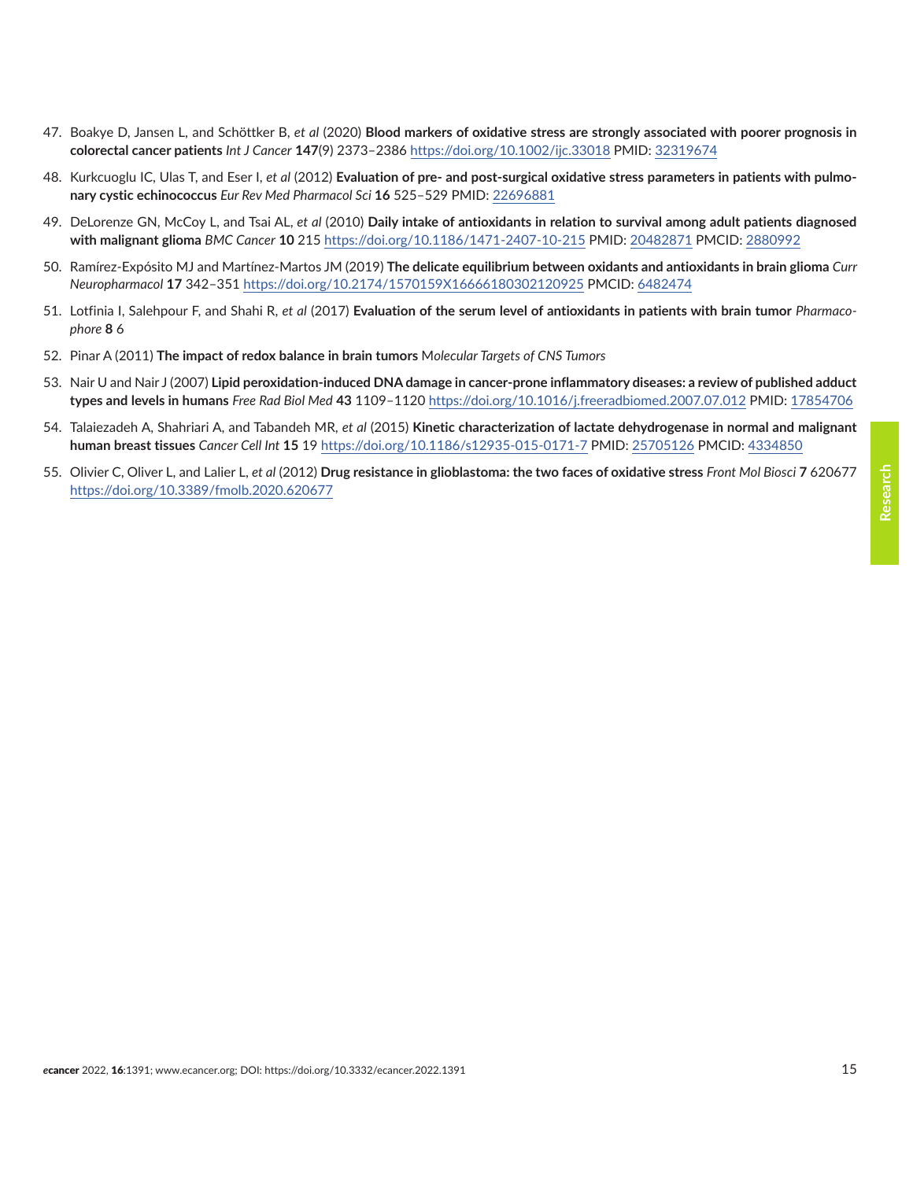47. Boakye D, Jansen L, and Schöttker B, *et al* (2020) **Blood markers of oxidative stress are strongly associated with poorer prognosis in colorectal cancer patients** *Int J Cancer* **147**(9) 2373–2386 https://doi.org/10.1002/ijc.33018 PMID: 32319674

48. Kurkcuoglu IC, Ulas T, and Eser I, *et al* (2012) **Evaluation of pre- and post-surgical oxidative stress parameters in patients with pulmonary cystic echinococcus** *Eur Rev Med Pharmacol Sci* **16** 525–529 PMID: 22696881

49. DeLorenze GN, McCoy L, and Tsai AL, *et al* (2010) **Daily intake of antioxidants in relation to survival among adult patients diagnosed with malignant glioma** *BMC Cancer* **10** 215 https://doi.org/10.1186/1471-2407-10-215 PMID: 20482871 PMCID: 2880992

50. Ramírez-Expósito MJ and Martínez-Martos JM (2019) **The delicate equilibrium between oxidants and antioxidants in brain glioma** *Curr Neuropharmacol* **17** 342–351 https://doi.org/10.2174/1570159X16666180302120925 PMCID: 6482474

51. Lotfinia I, Salehpour F, and Shahi R, *et al* (2017) **Evaluation of the serum level of antioxidants in patients with brain tumor** *Pharmacophore* **8** 6

52. Pinar A (2011) **The impact of redox balance in brain tumors** M*olecular Targets of CNS Tumors*

53. Nair U and Nair J (2007) **Lipid peroxidation-induced DNA damage in cancer-prone inflammatory diseases: a review of published adduct types and levels in humans** *Free Rad Biol Med* **43** 1109–1120 https://doi.org/10.1016/j.freeradbiomed.2007.07.012 PMID: 17854706

54. Talaiezadeh A, Shahriari A, and Tabandeh MR, *et al* (2015) **Kinetic characterization of lactate dehydrogenase in normal and malignant human breast tissues** *Cancer Cell Int* **15** 19 https://doi.org/10.1186/s12935-015-0171-7 PMID: 25705126 PMCID: 4334850

55. Olivier C, Oliver L, and Lalier L, *et al* (2012) **Drug resistance in glioblastoma: the two faces of oxidative stress** *Front Mol Biosci* **7** 620677 https://doi.org/10.3389/fmolb.2020.620677